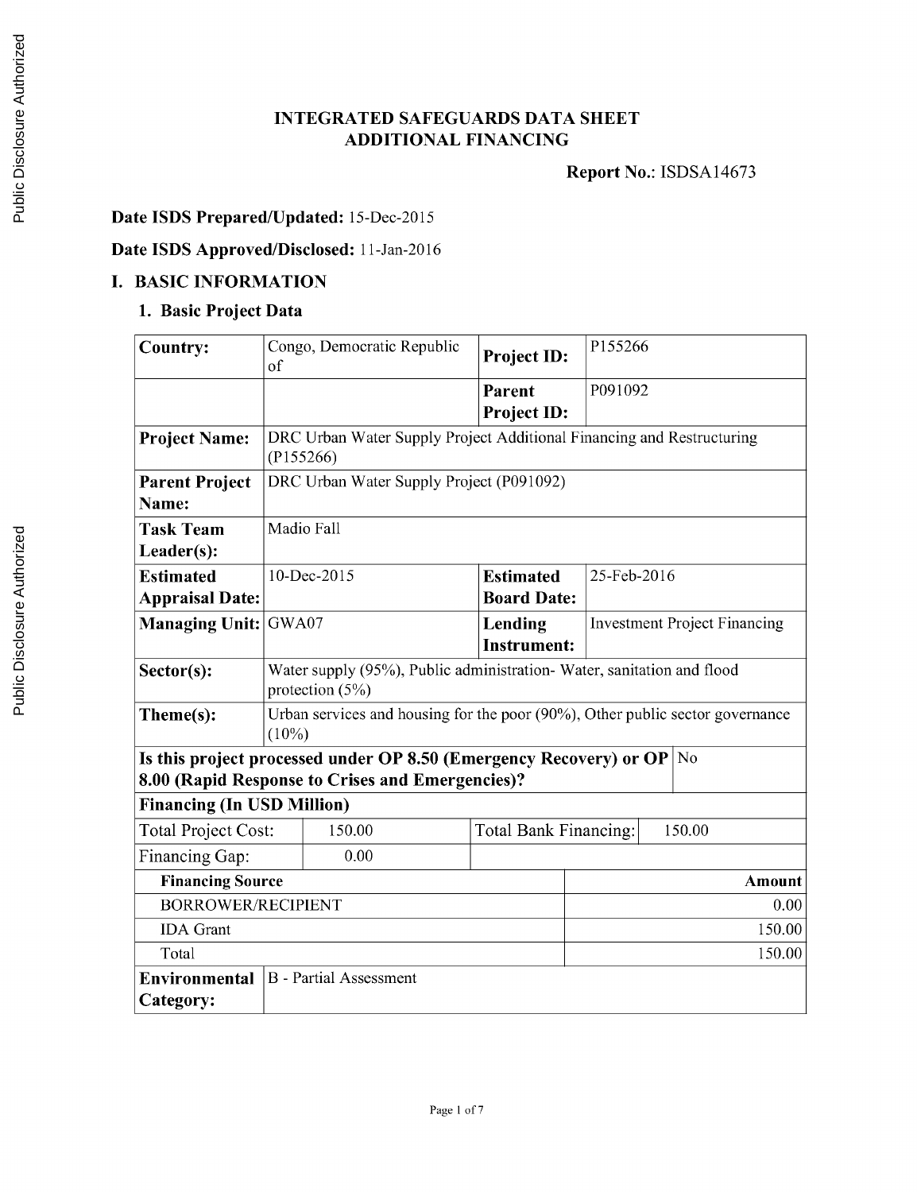# INTEGRATED SAFEGUARDS DATA SHEET
# ADDITIONAL FINANCING

**Report No.**: ISDSA14673

**Date ISDS Prepared/Updated:** 15-Dec-2015

**Date ISDS Approved/Disclosed:** 11-Jan-2016

## I. BASIC INFORMATION

### 1. Basic Project Data

| **Country:** | Congo, Democratic Republic of | **Project ID:** | P155266 |
|---|---|---|---|
| | | **Parent Project ID:** | P091092 |
| **Project Name:** | DRC Urban Water Supply Project Additional Financing and Restructuring (P155266) | | |
| **Parent Project Name:** | DRC Urban Water Supply Project (P091092) | | |
| **Task Team Leader(s):** | Madio Fall | | |
| **Estimated Appraisal Date:** | 10-Dec-2015 | **Estimated Board Date:** | 25-Feb-2016 |
| **Managing Unit:** | GWA07 | **Lending Instrument:** | Investment Project Financing |
| **Sector(s):** | Water supply (95%), Public administration- Water, sanitation and flood protection (5%) | | |
| **Theme(s):** | Urban services and housing for the poor (90%), Other public sector governance (10%) | | |
| **Is this project processed under OP 8.50 (Emergency Recovery) or OP 8.00 (Rapid Response to Crises and Emergencies)?** | | | No |

**Financing (In USD Million)**

| Total Project Cost: | 150.00 | Total Bank Financing: | 150.00 |
|---|---|---|---|
| Financing Gap: | 0.00 | | |

| **Financing Source** | **Amount** |
|---|---|
| BORROWER/RECIPIENT | 0.00 |
| IDA Grant | 150.00 |
| Total | 150.00 |

| **Environmental Category:** | B - Partial Assessment |
|---|---|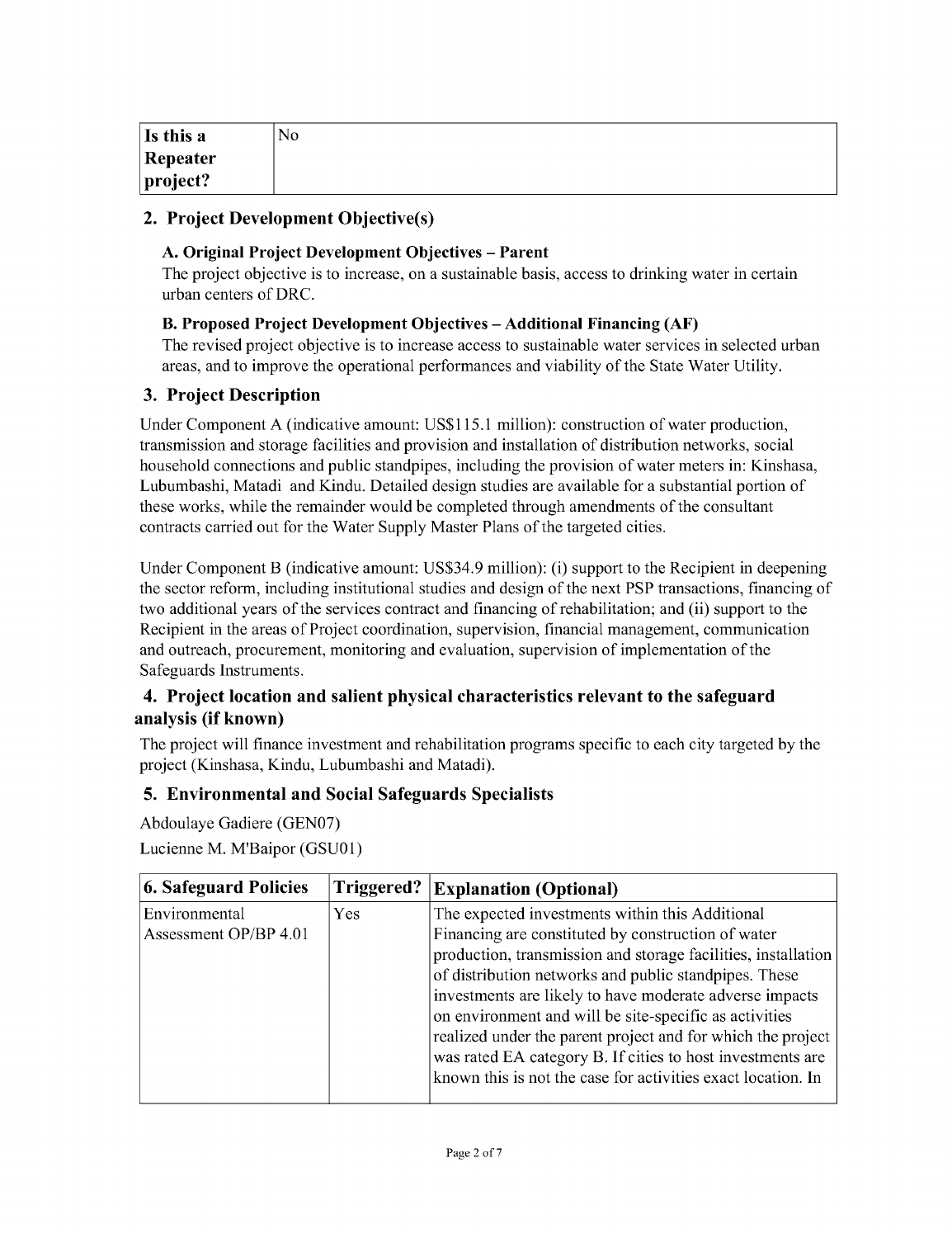| Is this a Repeater project? | No |
|---|---|

## 2. Project Development Objective(s)

### A. Original Project Development Objectives – Parent

The project objective is to increase, on a sustainable basis, access to drinking water in certain urban centers of DRC.

### B. Proposed Project Development Objectives – Additional Financing (AF)

The revised project objective is to increase access to sustainable water services in selected urban areas, and to improve the operational performances and viability of the State Water Utility.

## 3. Project Description

Under Component A (indicative amount: US$115.1 million): construction of water production, transmission and storage facilities and provision and installation of distribution networks, social household connections and public standpipes, including the provision of water meters in: Kinshasa, Lubumbashi, Matadi and Kindu. Detailed design studies are available for a substantial portion of these works, while the remainder would be completed through amendments of the consultant contracts carried out for the Water Supply Master Plans of the targeted cities.

Under Component B (indicative amount: US$34.9 million): (i) support to the Recipient in deepening the sector reform, including institutional studies and design of the next PSP transactions, financing of two additional years of the services contract and financing of rehabilitation; and (ii) support to the Recipient in the areas of Project coordination, supervision, financial management, communication and outreach, procurement, monitoring and evaluation, supervision of implementation of the Safeguards Instruments.

## 4. Project location and salient physical characteristics relevant to the safeguard analysis (if known)

The project will finance investment and rehabilitation programs specific to each city targeted by the project (Kinshasa, Kindu, Lubumbashi and Matadi).

## 5. Environmental and Social Safeguards Specialists

Abdoulaye Gadiere (GEN07)

Lucienne M. M'Baipor (GSU01)

| 6. Safeguard Policies | Triggered? | Explanation (Optional) |
|---|---|---|
| Environmental Assessment OP/BP 4.01 | Yes | The expected investments within this Additional Financing are constituted by construction of water production, transmission and storage facilities, installation of distribution networks and public standpipes. These investments are likely to have moderate adverse impacts on environment and will be site-specific as activities realized under the parent project and for which the project was rated EA category B. If cities to host investments are known this is not the case for activities exact location. In |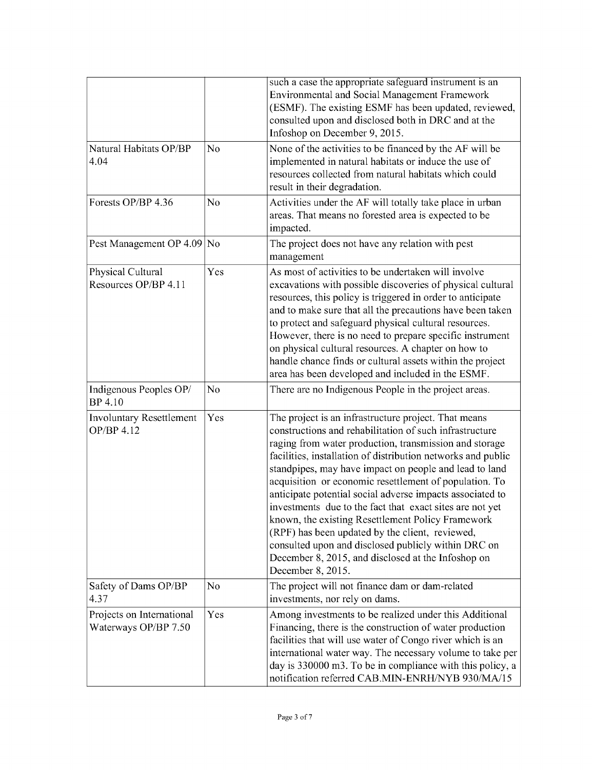| | | |
|---|---|---|
| | | such a case the appropriate safeguard instrument is an Environmental and Social Management Framework (ESMF). The existing ESMF has been updated, reviewed, consulted upon and disclosed both in DRC and at the Infoshop on December 9, 2015. |
| Natural Habitats OP/BP 4.04 | No | None of the activities to be financed by the AF will be implemented in natural habitats or induce the use of resources collected from natural habitats which could result in their degradation. |
| Forests OP/BP 4.36 | No | Activities under the AF will totally take place in urban areas. That means no forested area is expected to be impacted. |
| Pest Management OP 4.09 | No | The project does not have any relation with pest management |
| Physical Cultural Resources OP/BP 4.11 | Yes | As most of activities to be undertaken will involve excavations with possible discoveries of physical cultural resources, this policy is triggered in order to anticipate and to make sure that all the precautions have been taken to protect and safeguard physical cultural resources. However, there is no need to prepare specific instrument on physical cultural resources. A chapter on how to handle chance finds or cultural assets within the project area has been developed and included in the ESMF. |
| Indigenous Peoples OP/ BP 4.10 | No | There are no Indigenous People in the project areas. |
| Involuntary Resettlement OP/BP 4.12 | Yes | The project is an infrastructure project. That means constructions and rehabilitation of such infrastructure raging from water production, transmission and storage facilities, installation of distribution networks and public standpipes, may have impact on people and lead to land acquisition or economic resettlement of population. To anticipate potential social adverse impacts associated to investments due to the fact that exact sites are not yet known, the existing Resettlement Policy Framework (RPF) has been updated by the client, reviewed, consulted upon and disclosed publicly within DRC on December 8, 2015, and disclosed at the Infoshop on December 8, 2015. |
| Safety of Dams OP/BP 4.37 | No | The project will not finance dam or dam-related investments, nor rely on dams. |
| Projects on International Waterways OP/BP 7.50 | Yes | Among investments to be realized under this Additional Financing, there is the construction of water production facilities that will use water of Congo river which is an international water way. The necessary volume to take per day is 330000 m3. To be in compliance with this policy, a notification referred CAB.MIN-ENRH/NYB 930/MA/15 |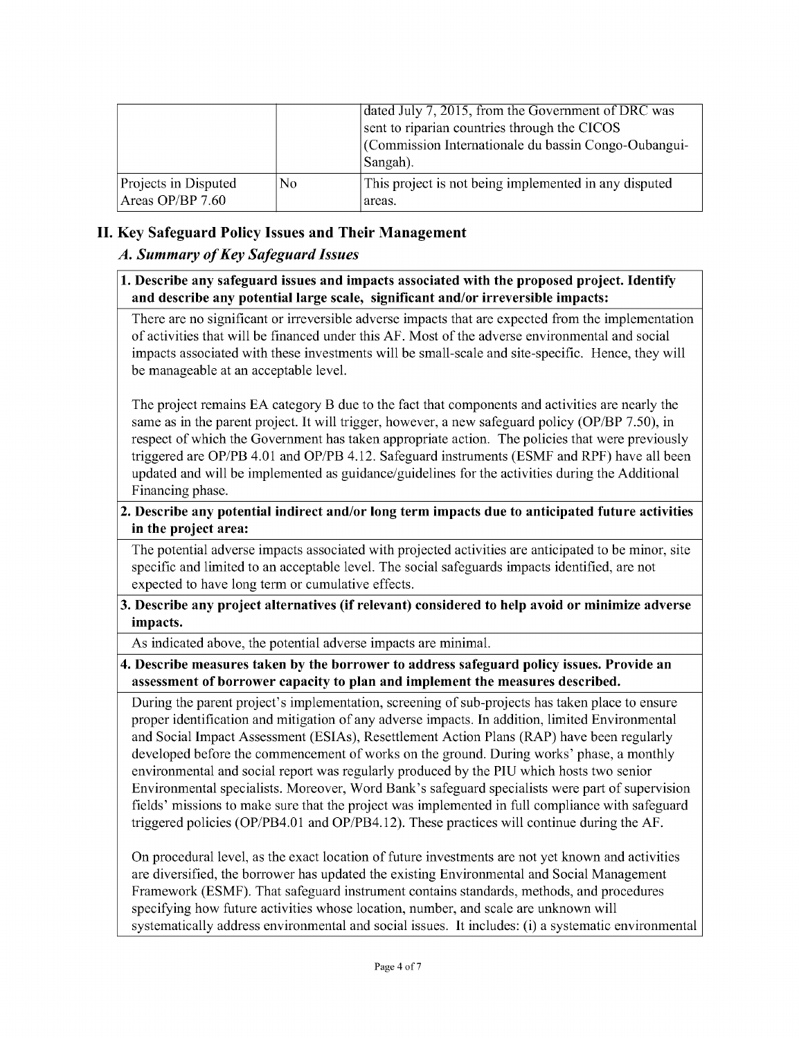| | | |
|---|---|---|
| | | dated July 7, 2015, from the Government of DRC was sent to riparian countries through the CICOS (Commission Internationale du bassin Congo-Oubangui-Sangah). |
| Projects in Disputed Areas OP/BP 7.60 | No | This project is not being implemented in any disputed areas. |

## II. Key Safeguard Policy Issues and Their Management

### *A. Summary of Key Safeguard Issues*

**1. Describe any safeguard issues and impacts associated with the proposed project. Identify and describe any potential large scale, significant and/or irreversible impacts:**

There are no significant or irreversible adverse impacts that are expected from the implementation of activities that will be financed under this AF. Most of the adverse environmental and social impacts associated with these investments will be small-scale and site-specific. Hence, they will be manageable at an acceptable level.

The project remains EA category B due to the fact that components and activities are nearly the same as in the parent project. It will trigger, however, a new safeguard policy (OP/BP 7.50), in respect of which the Government has taken appropriate action. The policies that were previously triggered are OP/PB 4.01 and OP/PB 4.12. Safeguard instruments (ESMF and RPF) have all been updated and will be implemented as guidance/guidelines for the activities during the Additional Financing phase.

**2. Describe any potential indirect and/or long term impacts due to anticipated future activities in the project area:**

The potential adverse impacts associated with projected activities are anticipated to be minor, site specific and limited to an acceptable level. The social safeguards impacts identified, are not expected to have long term or cumulative effects.

**3. Describe any project alternatives (if relevant) considered to help avoid or minimize adverse impacts.**

As indicated above, the potential adverse impacts are minimal.

**4. Describe measures taken by the borrower to address safeguard policy issues. Provide an assessment of borrower capacity to plan and implement the measures described.**

During the parent project's implementation, screening of sub-projects has taken place to ensure proper identification and mitigation of any adverse impacts. In addition, limited Environmental and Social Impact Assessment (ESIAs), Resettlement Action Plans (RAP) have been regularly developed before the commencement of works on the ground. During works' phase, a monthly environmental and social report was regularly produced by the PIU which hosts two senior Environmental specialists. Moreover, Word Bank's safeguard specialists were part of supervision fields' missions to make sure that the project was implemented in full compliance with safeguard triggered policies (OP/PB4.01 and OP/PB4.12). These practices will continue during the AF.

On procedural level, as the exact location of future investments are not yet known and activities are diversified, the borrower has updated the existing Environmental and Social Management Framework (ESMF). That safeguard instrument contains standards, methods, and procedures specifying how future activities whose location, number, and scale are unknown will systematically address environmental and social issues. It includes: (i) a systematic environmental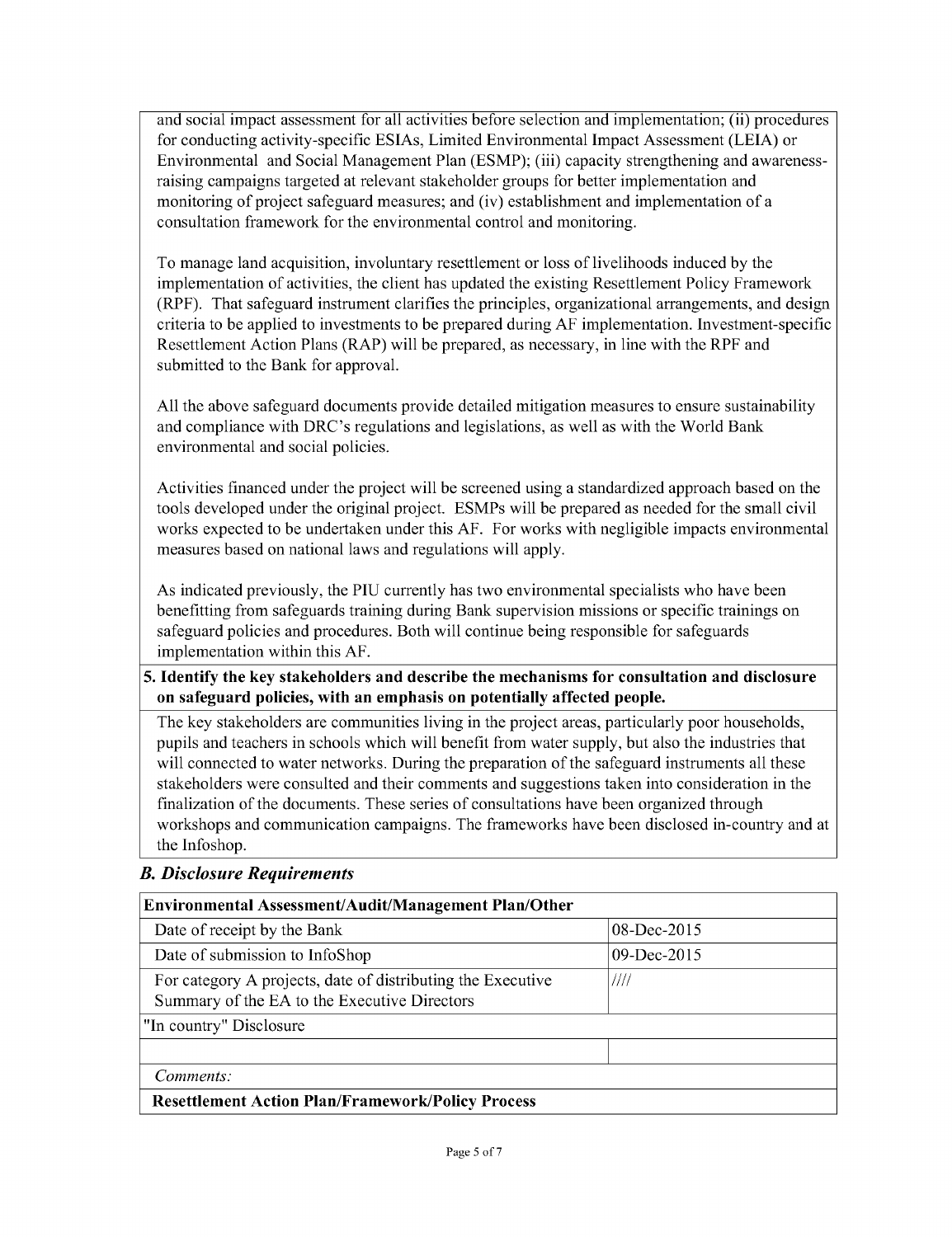and social impact assessment for all activities before selection and implementation; (ii) procedures for conducting activity-specific ESIAs, Limited Environmental Impact Assessment (LEIA) or Environmental and Social Management Plan (ESMP); (iii) capacity strengthening and awareness-raising campaigns targeted at relevant stakeholder groups for better implementation and monitoring of project safeguard measures; and (iv) establishment and implementation of a consultation framework for the environmental control and monitoring.

To manage land acquisition, involuntary resettlement or loss of livelihoods induced by the implementation of activities, the client has updated the existing Resettlement Policy Framework (RPF). That safeguard instrument clarifies the principles, organizational arrangements, and design criteria to be applied to investments to be prepared during AF implementation. Investment-specific Resettlement Action Plans (RAP) will be prepared, as necessary, in line with the RPF and submitted to the Bank for approval.

All the above safeguard documents provide detailed mitigation measures to ensure sustainability and compliance with DRC's regulations and legislations, as well as with the World Bank environmental and social policies.

Activities financed under the project will be screened using a standardized approach based on the tools developed under the original project. ESMPs will be prepared as needed for the small civil works expected to be undertaken under this AF. For works with negligible impacts environmental measures based on national laws and regulations will apply.

As indicated previously, the PIU currently has two environmental specialists who have been benefitting from safeguards training during Bank supervision missions or specific trainings on safeguard policies and procedures. Both will continue being responsible for safeguards implementation within this AF.

**5. Identify the key stakeholders and describe the mechanisms for consultation and disclosure on safeguard policies, with an emphasis on potentially affected people.**

The key stakeholders are communities living in the project areas, particularly poor households, pupils and teachers in schools which will benefit from water supply, but also the industries that will connected to water networks. During the preparation of the safeguard instruments all these stakeholders were consulted and their comments and suggestions taken into consideration in the finalization of the documents. These series of consultations have been organized through workshops and communication campaigns. The frameworks have been disclosed in-country and at the Infoshop.

### *B. Disclosure Requirements*

| **Environmental Assessment/Audit/Management Plan/Other** | |
|---|---|
| Date of receipt by the Bank | 08-Dec-2015 |
| Date of submission to InfoShop | 09-Dec-2015 |
| For category A projects, date of distributing the Executive Summary of the EA to the Executive Directors | //// |
| "In country" Disclosure | |
| | |
| *Comments:* | |
| **Resettlement Action Plan/Framework/Policy Process** | |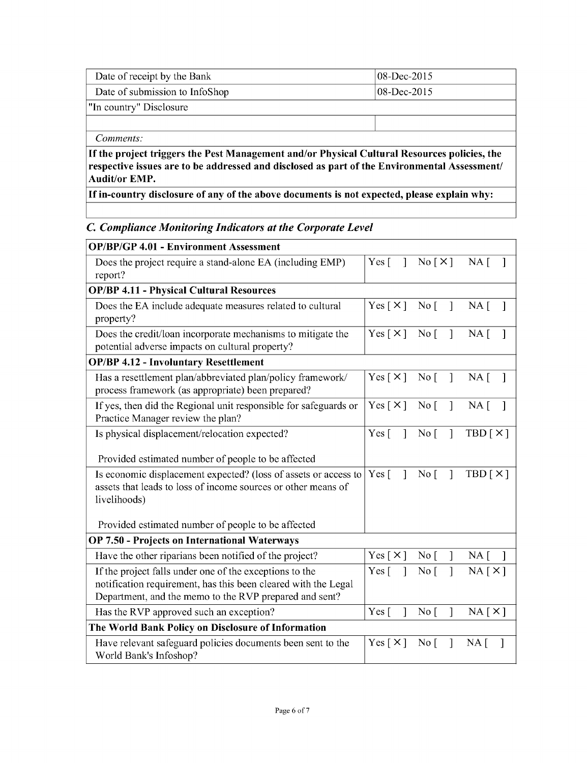| | |
|---|---|
| Date of receipt by the Bank | 08-Dec-2015 |
| Date of submission to InfoShop | 08-Dec-2015 |
| "In country" Disclosure | |
| | |
| *Comments:* | |

**If the project triggers the Pest Management and/or Physical Cultural Resources policies, the respective issues are to be addressed and disclosed as part of the Environmental Assessment/ Audit/or EMP.**

**If in-country disclosure of any of the above documents is not expected, please explain why:**

### *C. Compliance Monitoring Indicators at the Corporate Level*

| **OP/BP/GP 4.01 - Environment Assessment** | |
|---|---|
| Does the project require a stand-alone EA (including EMP) report? | Yes [ ] No [ X ] NA [ ] |
| **OP/BP 4.11 - Physical Cultural Resources** | |
| Does the EA include adequate measures related to cultural property? | Yes [ X ] No [ ] NA [ ] |
| Does the credit/loan incorporate mechanisms to mitigate the potential adverse impacts on cultural property? | Yes [ X ] No [ ] NA [ ] |
| **OP/BP 4.12 - Involuntary Resettlement** | |
| Has a resettlement plan/abbreviated plan/policy framework/ process framework (as appropriate) been prepared? | Yes [ X ] No [ ] NA [ ] |
| If yes, then did the Regional unit responsible for safeguards or Practice Manager review the plan? | Yes [ X ] No [ ] NA [ ] |
| Is physical displacement/relocation expected?<br><br>Provided estimated number of people to be affected | Yes [ ] No [ ] TBD [ X ] |
| Is economic displacement expected? (loss of assets or access to assets that leads to loss of income sources or other means of livelihoods)<br><br>Provided estimated number of people to be affected | Yes [ ] No [ ] TBD [ X ] |
| **OP 7.50 - Projects on International Waterways** | |
| Have the other riparians been notified of the project? | Yes [ X ] No [ ] NA [ ] |
| If the project falls under one of the exceptions to the notification requirement, has this been cleared with the Legal Department, and the memo to the RVP prepared and sent? | Yes [ ] No [ ] NA [ X ] |
| Has the RVP approved such an exception? | Yes [ ] No [ ] NA [ X ] |
| **The World Bank Policy on Disclosure of Information** | |
| Have relevant safeguard policies documents been sent to the World Bank's Infoshop? | Yes [ X ] No [ ] NA [ ] |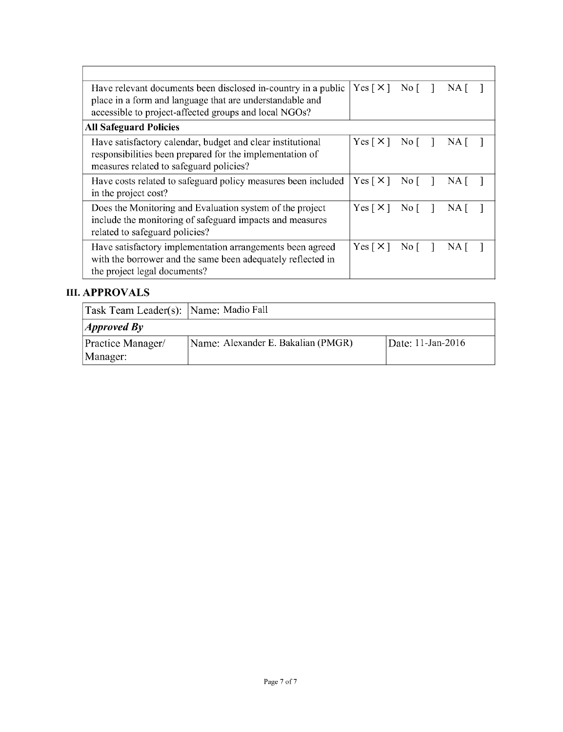| | |
|---|---|
| Have relevant documents been disclosed in-country in a public place in a form and language that are understandable and accessible to project-affected groups and local NGOs? | Yes [ X ] No [ ] NA [ ] |
| **All Safeguard Policies** | |
| Have satisfactory calendar, budget and clear institutional responsibilities been prepared for the implementation of measures related to safeguard policies? | Yes [ X ] No [ ] NA [ ] |
| Have costs related to safeguard policy measures been included in the project cost? | Yes [ X ] No [ ] NA [ ] |
| Does the Monitoring and Evaluation system of the project include the monitoring of safeguard impacts and measures related to safeguard policies? | Yes [ X ] No [ ] NA [ ] |
| Have satisfactory implementation arrangements been agreed with the borrower and the same been adequately reflected in the project legal documents? | Yes [ X ] No [ ] NA [ ] |

## III. APPROVALS

| | | |
|---|---|---|
| Task Team Leader(s): | Name: Madio Fall | |
| ***Approved By*** | | |
| Practice Manager/ Manager: | Name: Alexander E. Bakalian (PMGR) | Date: 11-Jan-2016 |